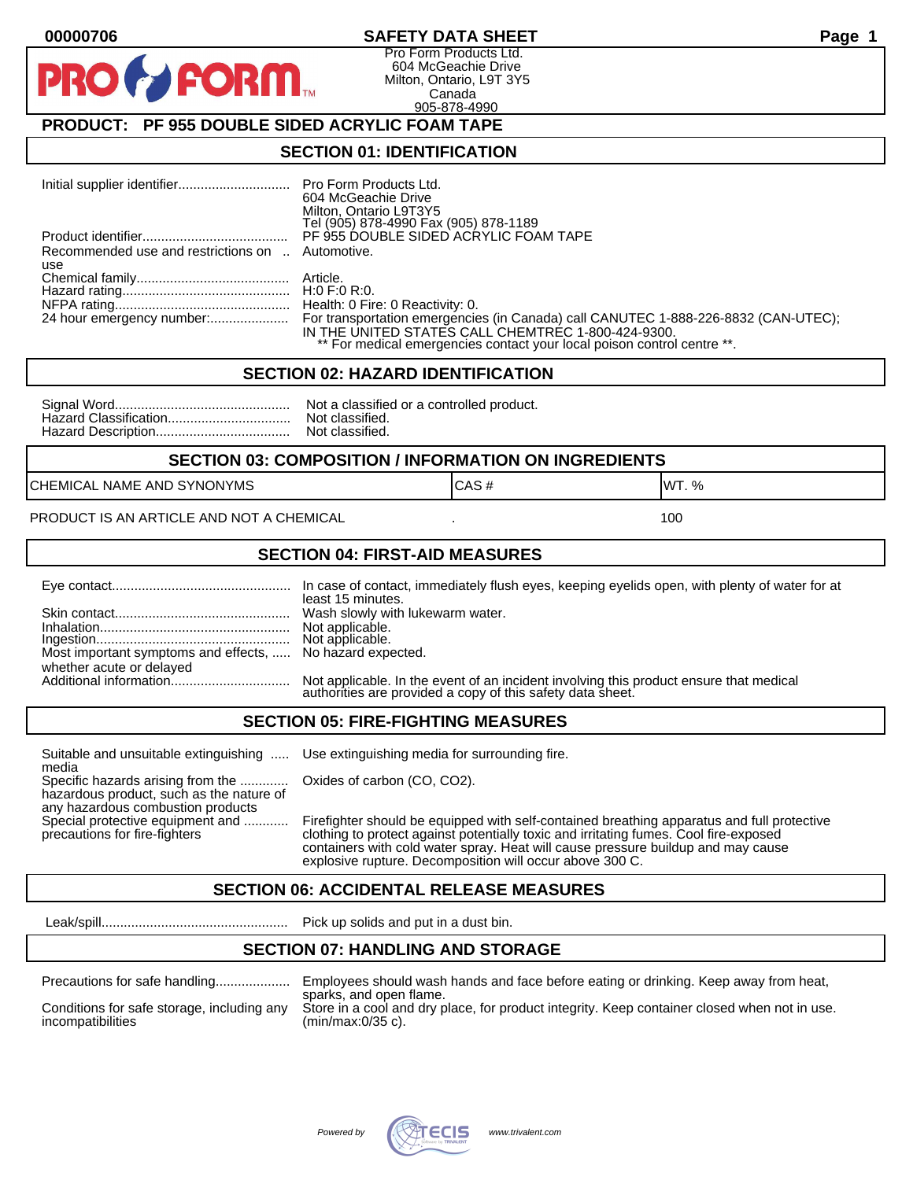00000706 **SAFETY DATA SHEET**

Pro Form Products Ltd.
604 McGeachie Drive
Milton, Ontario, L9T 3Y5
Canada
905-878-4990

## PRODUCT: PF 955 DOUBLE SIDED ACRYLIC FOAM TAPE

## SECTION 01: IDENTIFICATION

| | |
|---|---|
| Initial supplier identifier | Pro Form Products Ltd. 604 McGeachie Drive Milton, Ontario L9T3Y5 Tel (905) 878-4990 Fax (905) 878-1189 |
| Product identifier | PF 955 DOUBLE SIDED ACRYLIC FOAM TAPE |
| Recommended use and restrictions on use | Automotive. |
| Chemical family | Article. |
| Hazard rating | H:0 F:0 R:0. |
| NFPA rating | Health: 0 Fire: 0 Reactivity: 0. |
| 24 hour emergency number: | For transportation emergencies (in Canada) call CANUTEC 1-888-226-8832 (CAN-UTEC); IN THE UNITED STATES CALL CHEMTREC 1-800-424-9300. ** For medical emergencies contact your local poison control centre **. |

## SECTION 02: HAZARD IDENTIFICATION

| | |
|---|---|
| Signal Word | Not a classified or a controlled product. |
| Hazard Classification | Not classified. |
| Hazard Description | Not classified. |

## SECTION 03: COMPOSITION / INFORMATION ON INGREDIENTS

| CHEMICAL NAME AND SYNONYMS | CAS # | WT. % |
|---|---|---|
| PRODUCT IS AN ARTICLE AND NOT A CHEMICAL | . | 100 |

## SECTION 04: FIRST-AID MEASURES

| | |
|---|---|
| Eye contact | In case of contact, immediately flush eyes, keeping eyelids open, with plenty of water for at least 15 minutes. |
| Skin contact | Wash slowly with lukewarm water. |
| Inhalation | Not applicable. |
| Ingestion | Not applicable. |
| Most important symptoms and effects, whether acute or delayed | No hazard expected. |
| Additional information | Not applicable. In the event of an incident involving this product ensure that medical authorities are provided a copy of this safety data sheet. |

## SECTION 05: FIRE-FIGHTING MEASURES

| | |
|---|---|
| Suitable and unsuitable extinguishing media | Use extinguishing media for surrounding fire. |
| Specific hazards arising from the hazardous product, such as the nature of any hazardous combustion products | Oxides of carbon (CO, CO2). |
| Special protective equipment and precautions for fire-fighters | Firefighter should be equipped with self-contained breathing apparatus and full protective clothing to protect against potentially toxic and irritating fumes. Cool fire-exposed containers with cold water spray. Heat will cause pressure buildup and may cause explosive rupture. Decomposition will occur above 300 C. |

## SECTION 06: ACCIDENTAL RELEASE MEASURES

| | |
|---|---|
| Leak/spill | Pick up solids and put in a dust bin. |

## SECTION 07: HANDLING AND STORAGE

| | |
|---|---|
| Precautions for safe handling | Employees should wash hands and face before eating or drinking. Keep away from heat, sparks, and open flame. |
| Conditions for safe storage, including any incompatibilities | Store in a cool and dry place, for product integrity. Keep container closed when not in use. (min/max:0/35 c). |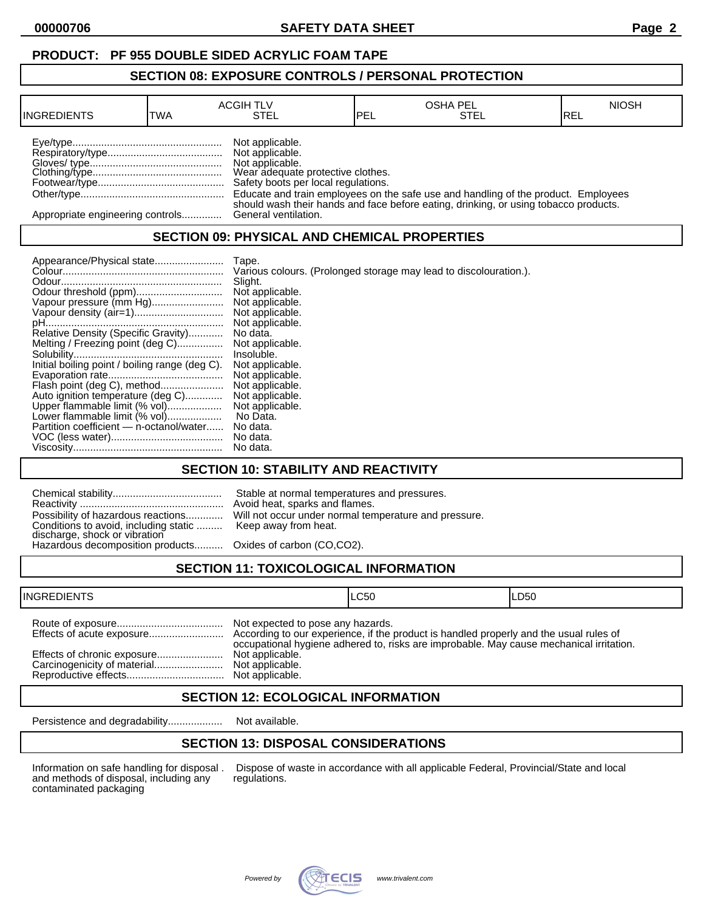**PRODUCT: PF 955 DOUBLE SIDED ACRYLIC FOAM TAPE**

## SECTION 08: EXPOSURE CONTROLS / PERSONAL PROTECTION

| INGREDIENTS | ACGIH TLV TWA | ACGIH TLV STEL | OSHA PEL PEL | OSHA PEL STEL | NIOSH REL |
|---|---|---|---|---|---|

Eye/type.................................................... Not applicable.
Respiratory/type........................................ Not applicable.
Gloves/ type.............................................. Not applicable.
Clothing/type............................................. Wear adequate protective clothes.
Footwear/type............................................ Safety boots per local regulations.
Other/type.................................................. Educate and train employees on the safe use and handling of the product. Employees should wash their hands and face before eating, drinking, or using tobacco products.
Appropriate engineering controls.............. General ventilation.

## SECTION 09: PHYSICAL AND CHEMICAL PROPERTIES

Appearance/Physical state........................ Tape.
Colour........................................................ Various colours. (Prolonged storage may lead to discolouration.).
Odour......................................................... Slight.
Odour threshold (ppm).............................. Not applicable.
Vapour pressure (mm Hg)......................... Not applicable.
Vapour density (air=1)............................... Not applicable.
pH.............................................................. Not applicable.
Relative Density (Specific Gravity)............ No data.
Melting / Freezing point (deg C)................ Not applicable.
Solubility.................................................... Insoluble.
Initial boiling point / boiling range (deg C). Not applicable.
Evaporation rate........................................ Not applicable.
Flash point (deg C), method...................... Not applicable.
Auto ignition temperature (deg C)............. Not applicable.
Upper flammable limit (% vol)................... Not applicable.
Lower flammable limit (% vol)................... No Data.
Partition coefficient — n-octanol/water...... No data.
VOC (less water)....................................... No data.
Viscosity.................................................... No data.

## SECTION 10: STABILITY AND REACTIVITY

Chemical stability...................................... Stable at normal temperatures and pressures.
Reactivity .................................................. Avoid heat, sparks and flames.
Possibility of hazardous reactions............. Will not occur under normal temperature and pressure.
Conditions to avoid, including static discharge, shock or vibration ......... Keep away from heat.
Hazardous decomposition products.......... Oxides of carbon (CO,CO2).

## SECTION 11: TOXICOLOGICAL INFORMATION

| INGREDIENTS | LC50 | LD50 |
|---|---|---|

Route of exposure..................................... Not expected to pose any hazards.
Effects of acute exposure.......................... According to our experience, if the product is handled properly and the usual rules of occupational hygiene adhered to, risks are improbable. May cause mechanical irritation.
Effects of chronic exposure....................... Not applicable.
Carcinogenicity of material........................ Not applicable.
Reproductive effects.................................. Not applicable.

## SECTION 12: ECOLOGICAL INFORMATION

Persistence and degradability................... Not available.

## SECTION 13: DISPOSAL CONSIDERATIONS

Information on safe handling for disposal and methods of disposal, including any contaminated packaging . Dispose of waste in accordance with all applicable Federal, Provincial/State and local regulations.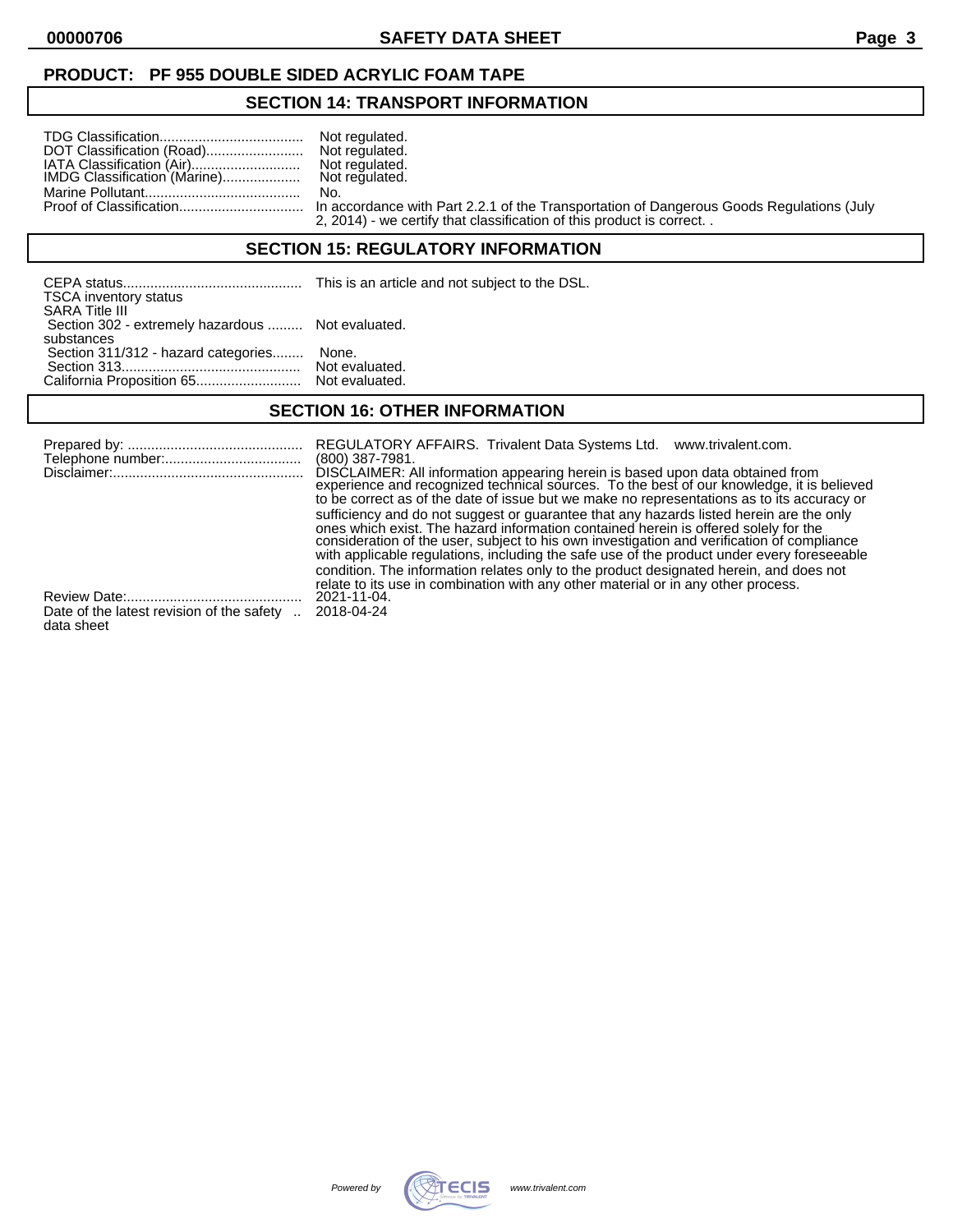**PRODUCT: PF 955 DOUBLE SIDED ACRYLIC FOAM TAPE**

## SECTION 14: TRANSPORT INFORMATION

| | |
|---|---|
| TDG Classification | Not regulated. |
| DOT Classification (Road) | Not regulated. |
| IATA Classification (Air) | Not regulated. |
| IMDG Classification (Marine) | Not regulated. |
| Marine Pollutant | No. |
| Proof of Classification | In accordance with Part 2.2.1 of the Transportation of Dangerous Goods Regulations (July 2, 2014) - we certify that classification of this product is correct. . |

## SECTION 15: REGULATORY INFORMATION

| | |
|---|---|
| CEPA status | This is an article and not subject to the DSL. |
| TSCA inventory status | |
| SARA Title III | |
| Section 302 - extremely hazardous substances | Not evaluated. |
| Section 311/312 - hazard categories | None. |
| Section 313 | Not evaluated. |
| California Proposition 65 | Not evaluated. |

## SECTION 16: OTHER INFORMATION

| | |
|---|---|
| Prepared by: | REGULATORY AFFAIRS. Trivalent Data Systems Ltd. www.trivalent.com. |
| Telephone number: | (800) 387-7981. |
| Disclaimer: | DISCLAIMER: All information appearing herein is based upon data obtained from experience and recognized technical sources. To the best of our knowledge, it is believed to be correct as of the date of issue but we make no representations as to its accuracy or sufficiency and do not suggest or guarantee that any hazards listed herein are the only ones which exist. The hazard information contained herein is offered solely for the consideration of the user, subject to his own investigation and verification of compliance with applicable regulations, including the safe use of the product under every foreseeable condition. The information relates only to the product designated herein, and does not relate to its use in combination with any other material or in any other process. |
| Review Date: | 2021-11-04. |
| Date of the latest revision of the safety data sheet | 2018-04-24 |